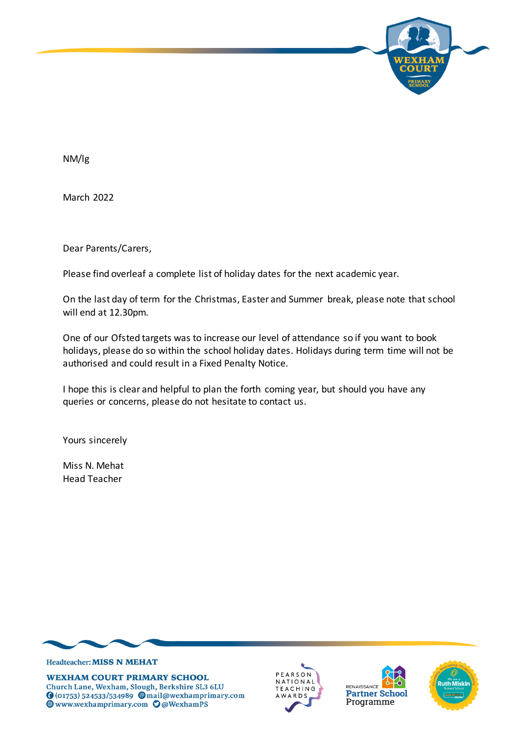NM/lg

March 2022

Dear Parents/Carers,

Please find overleaf a complete list of holiday dates for the next academic year.

On the last day of term for the Christmas, Easter and Summer break, please note that school will end at 12.30pm.

One of our Ofsted targets was to increase our level of attendance so if you want to book holidays, please do so within the school holiday dates. Holidays during term time will not be authorised and could result in a Fixed Penalty Notice.

I hope this is clear and helpful to plan the forth coming year, but should you have any queries or concerns, please do not hesitate to contact us.

Yours sincerely

Miss N. Mehat
Head Teacher

Headteacher: **MISS N MEHAT**

**WEXHAM COURT PRIMARY SCHOOL**
Church Lane, Wexham, Slough, Berkshire SL3 6LU
(01753) 524533/534989 mail@wexhamprimary.com
www.wexhamprimary.com @WexhamPS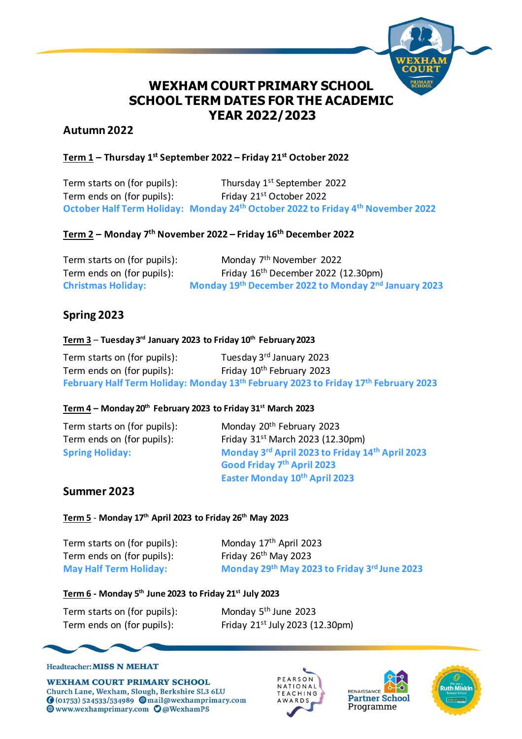# WEXHAM COURT PRIMARY SCHOOL SCHOOL TERM DATES FOR THE ACADEMIC YEAR 2022/2023

## Autumn 2022

**Term 1 – Thursday 1st September 2022 – Friday 21st October 2022**

Term starts on (for pupils): Thursday 1st September 2022
Term ends on (for pupils): Friday 21st October 2022
**October Half Term Holiday: Monday 24th October 2022 to Friday 4th November 2022**

**Term 2 – Monday 7th November 2022 – Friday 16th December 2022**

Term starts on (for pupils): Monday 7th November 2022
Term ends on (for pupils): Friday 16th December 2022 (12.30pm)
**Christmas Holiday: Monday 19th December 2022 to Monday 2nd January 2023**

## Spring 2023

**Term 3 – Tuesday 3rd January 2023 to Friday 10th February 2023**

Term starts on (for pupils): Tuesday 3rd January 2023
Term ends on (for pupils): Friday 10th February 2023
**February Half Term Holiday: Monday 13th February 2023 to Friday 17th February 2023**

**Term 4 – Monday 20th February 2023 to Friday 31st March 2023**

Term starts on (for pupils): Monday 20th February 2023
Term ends on (for pupils): Friday 31st March 2023 (12.30pm)
**Spring Holiday: Monday 3rd April 2023 to Friday 14th April 2023**
**Good Friday 7th April 2023**
**Easter Monday 10th April 2023**

## Summer 2023

**Term 5 - Monday 17th April 2023 to Friday 26th May 2023**

Term starts on (for pupils): Monday 17th April 2023
Term ends on (for pupils): Friday 26th May 2023
**May Half Term Holiday: Monday 29th May 2023 to Friday 3rd June 2023**

**Term 6 - Monday 5th June 2023 to Friday 21st July 2023**

Term starts on (for pupils): Monday 5th June 2023
Term ends on (for pupils): Friday 21st July 2023 (12.30pm)

Headteacher: MISS N MEHAT

WEXHAM COURT PRIMARY SCHOOL
Church Lane, Wexham, Slough, Berkshire SL3 6LU
(01753) 524533/534989 mail@wexhamprimary.com
www.wexhamprimary.com @WexhamPS